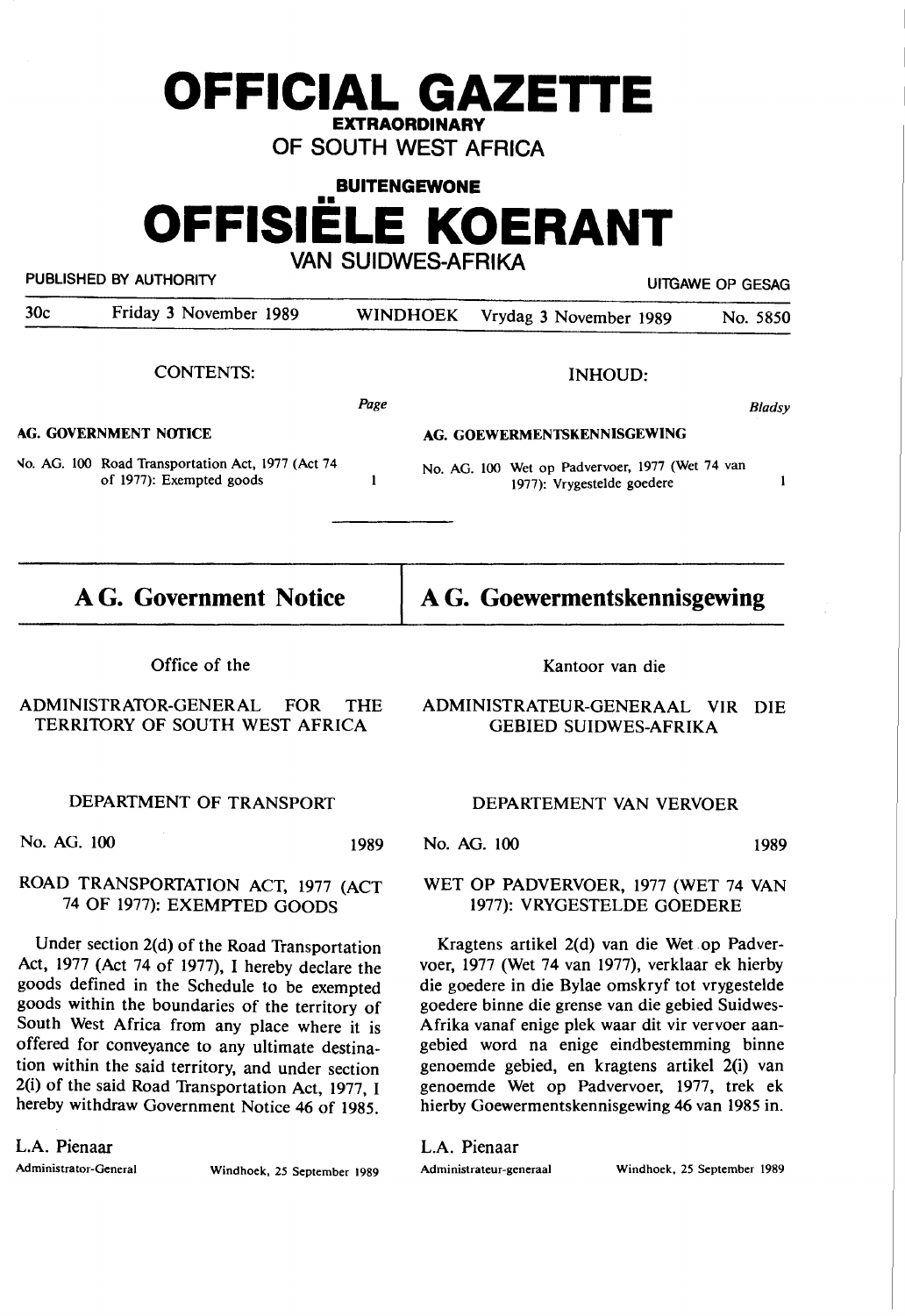# OFFICIAL GAZETTE

**EXTRAORDINARY**

**OF SOUTH WEST AFRICA**

**BUITENGEWONE**

# OFFISIËLE KOERANT

**VAN SUIDWES-AFRIKA**

PUBLISHED BY AUTHORITY — UITGAWE OP GESAG

30c — Friday 3 November 1989 — WINDHOEK — Vrydag 3 November 1989 — No. 5850

CONTENTS:

| | Page |
|---|---|
| **AG. GOVERNMENT NOTICE** | |
| No. AG. 100 Road Transportation Act, 1977 (Act 74 of 1977): Exempted goods | 1 |

INHOUD:

| | Bladsy |
|---|---|
| **AG. GOEWERMENTSKENNISGEWING** | |
| No. AG. 100 Wet op Padvervoer, 1977 (Wet 74 van 1977): Vrygestelde goedere | 1 |

## A G. Government Notice

Office of the

ADMINISTRATOR-GENERAL FOR THE TERRITORY OF SOUTH WEST AFRICA

DEPARTMENT OF TRANSPORT

No. AG. 100 — 1989

ROAD TRANSPORTATION ACT, 1977 (ACT 74 OF 1977): EXEMPTED GOODS

Under section 2(d) of the Road Transportation Act, 1977 (Act 74 of 1977), I hereby declare the goods defined in the Schedule to be exempted goods within the boundaries of the territory of South West Africa from any place where it is offered for conveyance to any ultimate destination within the said territory, and under section 2(i) of the said Road Transportation Act, 1977, I hereby withdraw Government Notice 46 of 1985.

L.A. Pienaar
Administrator-General — Windhoek, 25 September 1989

## A G. Goewermentskennisgewing

Kantoor van die

ADMINISTRATEUR-GENERAAL VIR DIE GEBIED SUIDWES-AFRIKA

DEPARTEMENT VAN VERVOER

No. AG. 100 — 1989

WET OP PADVERVOER, 1977 (WET 74 VAN 1977): VRYGESTELDE GOEDERE

Kragtens artikel 2(d) van die Wet op Padvervoer, 1977 (Wet 74 van 1977), verklaar ek hierby die goedere in die Bylae omskryf tot vrygestelde goedere binne die grense van die gebied Suidwes-Afrika vanaf enige plek waar dit vir vervoer aangebied word na enige eindbestemming binne genoemde gebied, en kragtens artikel 2(i) van genoemde Wet op Padvervoer, 1977, trek ek hierby Goewermentskennisgewing 46 van 1985 in.

L.A. Pienaar
Administrateur-generaal — Windhoek, 25 September 1989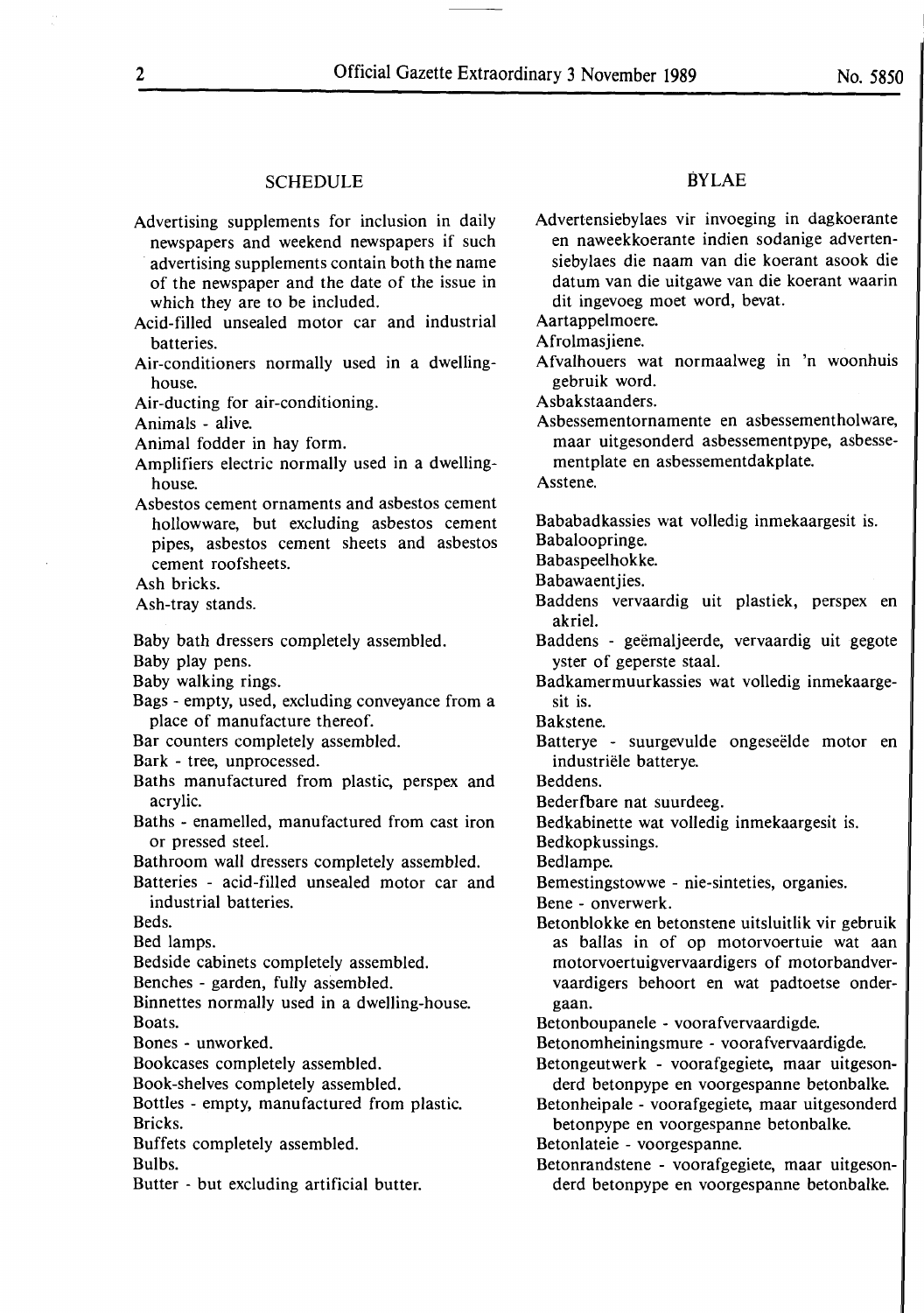## SCHEDULE

Advertising supplements for inclusion in daily newspapers and weekend newspapers if such advertising supplements contain both the name of the newspaper and the date of the issue in which they are to be included.

Acid-filled unsealed motor car and industrial batteries.

Air-conditioners normally used in a dwelling-house.

Air-ducting for air-conditioning.

Animals - alive.

Animal fodder in hay form.

Amplifiers electric normally used in a dwelling-house.

Asbestos cement ornaments and asbestos cement hollowware, but excluding asbestos cement pipes, asbestos cement sheets and asbestos cement roofsheets.

Ash bricks.

Ash-tray stands.

Baby bath dressers completely assembled.

Baby play pens.

Baby walking rings.

Bags - empty, used, excluding conveyance from a place of manufacture thereof.

Bar counters completely assembled.

Bark - tree, unprocessed.

Baths manufactured from plastic, perspex and acrylic.

Baths - enamelled, manufactured from cast iron or pressed steel.

Bathroom wall dressers completely assembled.

Batteries - acid-filled unsealed motor car and industrial batteries.

Beds.

Bed lamps.

Bedside cabinets completely assembled.

Benches - garden, fully assembled.

Binnettes normally used in a dwelling-house.

Boats.

Bones - unworked.

Bookcases completely assembled.

Book-shelves completely assembled.

Bottles - empty, manufactured from plastic.

Bricks.

Buffets completely assembled.

Bulbs.

Butter - but excluding artificial butter.

## BYLAE

Advertensiebylaes vir invoeging in dagkoerante en naweekkoerante indien sodanige advertensiebylaes die naam van die koerant asook die datum van die uitgawe van die koerant waarin dit ingevoeg moet word, bevat.

Aartappelmoere.

Afrolmasjiene.

Afvalhouers wat normaalweg in 'n woonhuis gebruik word.

Asbakstaanders.

Asbessementornamente en asbessementholware, maar uitgesonderd asbessementpype, asbessementplate en asbessementdakplate.

Asstene.

Bababadkassies wat volledig inmekaargesit is.

Babaloopringe.

Babaspeelhokke.

Babawaentjies.

Baddens vervaardig uit plastiek, perspex en akriel.

Baddens - geëmaljeerde, vervaardig uit gegote yster of geperste staal.

Badkamermuurkassies wat volledig inmekaargesit is.

Bakstene.

Batterye - suurgevulde ongeseëlde motor en industriële batterye.

Beddens.

Bederfbare nat suurdeeg.

Bedkabinette wat volledig inmekaargesit is.

Bedkopkussings.

Bedlampe.

Bemestingstowwe - nie-sinteties, organies.

Bene - onverwerk.

Betonblokke en betonstene uitsluitlik vir gebruik as ballas in of op motorvoertuie wat aan motorvoertuigvervaardigers of motorbandvervaardigers behoort en wat padtoetse ondergaan.

Betonboupanele - voorafvervaardigde.

Betonomheiningsmure - voorafvervaardigde.

Betongeutwerk - voorafgegiete, maar uitgesonderd betonpype en voorgespanne betonbalke.

Betonheipale - voorafgegiete, maar uitgesonderd betonpype en voorgespanne betonbalke.

Betonlateie - voorgespanne.

Betonrandstene - voorafgegiete, maar uitgesonderd betonpype en voorgespanne betonbalke.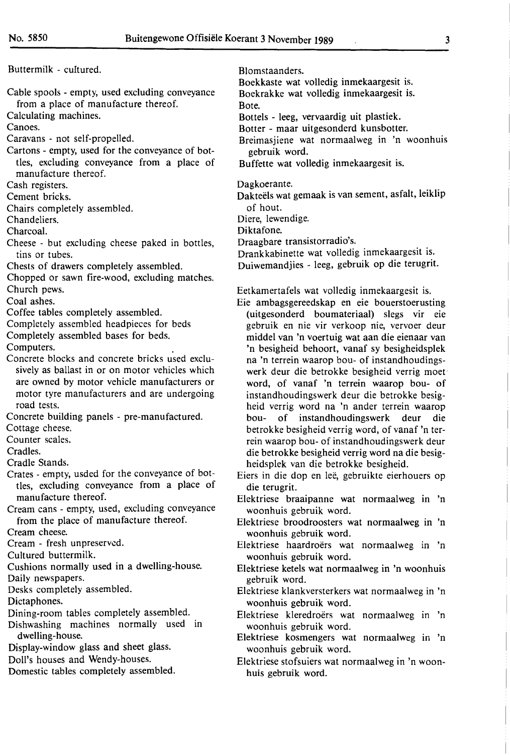Buttermilk - cultured.

Cable spools - empty, used excluding conveyance from a place of manufacture thereof.

Calculating machines.

Canoes.

Caravans - not self-propelled.

Cartons - empty, used for the conveyance of bottles, excluding conveyance from a place of manufacture thereof.

Cash registers.

Cement bricks.

Chairs completely assembled.

Chandeliers.

Charcoal.

Cheese - but excluding cheese paked in bottles, tins or tubes.

Chests of drawers completely assembled.

Chopped or sawn fire-wood, excluding matches.

Church pews.

Coal ashes.

Coffee tables completely assembled.

Completely assembled headpieces for beds

Completely assembled bases for beds.

Computers.

Concrete blocks and concrete bricks used exclusively as ballast in or on motor vehicles which are owned by motor vehicle manufacturers or motor tyre manufacturers and are undergoing road tests.

Concrete building panels - pre-manufactured.

Cottage cheese.

Counter scales.

Cradles.

Cradle Stands.

Crates - empty, usded for the conveyance of bottles, excluding conveyance from a place of manufacture thereof.

Cream cans - empty, used, excluding conveyance from the place of manufacture thereof.

Cream cheese.

Cream - fresh unpreserved.

Cultured buttermilk.

Cushions normally used in a dwelling-house.

Daily newspapers.

Desks completely assembled.

Dictaphones.

Dining-room tables completely assembled.

Dishwashing machines normally used in dwelling-house.

Display-window glass and sheet glass.

Doll's houses and Wendy-houses.

Domestic tables completely assembled.

Blomstaanders.

Boekkaste wat volledig inmekaargesit is.

Boekrakke wat volledig inmekaargesit is.

Bote.

Bottels - leeg, vervaardig uit plastiek.

Botter - maar uitgesonderd kunsbotter.

Breimasjiene wat normaalweg in 'n woonhuis gebruik word.

Buffette wat volledig inmekaargesit is.

Dagkoerante.

Dakteëls wat gemaak is van sement, asfalt, leiklip of hout.

Diere, lewendige.

Diktafone.

Draagbare transistorradio's.

Drankkabinette wat volledig inmekaargesit is.

Duiwemandjies - leeg, gebruik op die terugrit.

Eetkamertafels wat volledig inmekaargesit is.

Eie ambagsgereedskap en eie bouerstoerusting (uitgesonderd boumateriaal) slegs vir eie gebruik en nie vir verkoop nie, vervoer deur middel van 'n voertuig wat aan die eienaar van 'n besigheid behoort, vanaf sy besigheidsplek na 'n terrein waarop bou- of instandhoudingswerk deur die betrokke besigheid verrig moet word, of vanaf 'n terrein waarop bou- of instandhoudingswerk deur die betrokke besigheid verrig word na 'n ander terrein waarop bou- of instandhoudingswerk deur die betrokke besigheid verrig word, of vanaf 'n terrein waarop bou- of instandhoudingswerk deur die betrokke besigheid verrig word na die besigheidsplek van die betrokke besigheid.

Eiers in die dop en leë, gebruikte eierhouers op die terugrit.

Elektriese braaipanne wat normaalweg in 'n woonhuis gebruik word.

Elektriese broodroosters wat normaalweg in 'n woonhuis gebruik word.

Elektriese haardroërs wat normaalweg in 'n woonhuis gebruik word.

Elektriese ketels wat normaalweg in 'n woonhuis gebruik word.

Elektriese klankversterkers wat normaalweg in 'n woonhuis gebruik word.

Elektriese kleredroërs wat normaalweg in 'n woonhuis gebruik word.

Elektriese kosmengers wat normaalweg in 'n woonhuis gebruik word.

Elektriese stofsuiers wat normaalweg in 'n woonhuis gebruik word.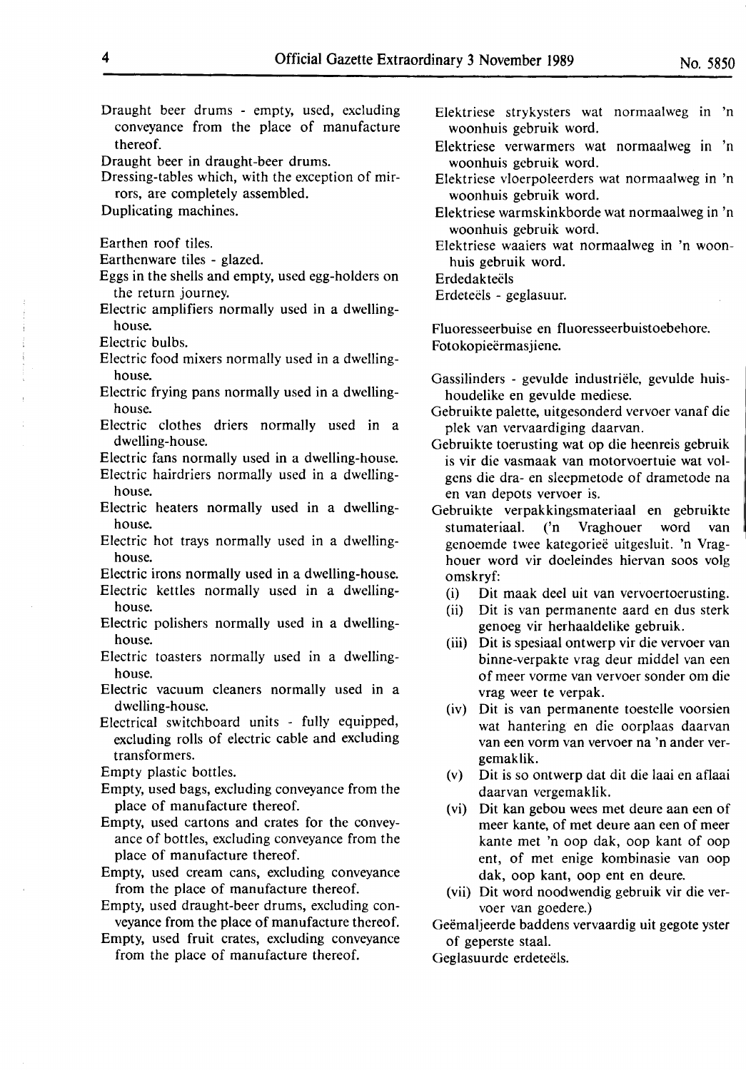Draught beer drums - empty, used, excluding conveyance from the place of manufacture thereof.

Draught beer in draught-beer drums.

Dressing-tables which, with the exception of mirrors, are completely assembled.

Duplicating machines.

Earthen roof tiles.

Earthenware tiles - glazed.

Eggs in the shells and empty, used egg-holders on the return journey.

Electric amplifiers normally used in a dwelling-house.

Electric bulbs.

Electric food mixers normally used in a dwelling-house.

Electric frying pans normally used in a dwelling-house.

Electric clothes driers normally used in a dwelling-house.

Electric fans normally used in a dwelling-house.

Electric hairdriers normally used in a dwelling-house.

Electric heaters normally used in a dwelling-house.

Electric hot trays normally used in a dwelling-house.

Electric irons normally used in a dwelling-house.

Electric kettles normally used in a dwelling-house.

Electric polishers normally used in a dwelling-house.

Electric toasters normally used in a dwelling-house.

Electric vacuum cleaners normally used in a dwelling-house.

Electrical switchboard units - fully equipped, excluding rolls of electric cable and excluding transformers.

Empty plastic bottles.

Empty, used bags, excluding conveyance from the place of manufacture thereof.

Empty, used cartons and crates for the conveyance of bottles, excluding conveyance from the place of manufacture thereof.

Empty, used cream cans, excluding conveyance from the place of manufacture thereof.

Empty, used draught-beer drums, excluding conveyance from the place of manufacture thereof.

Empty, used fruit crates, excluding conveyance from the place of manufacture thereof.

Elektriese strykysters wat normaalweg in 'n woonhuis gebruik word.

Elektriese verwarmers wat normaalweg in 'n woonhuis gebruik word.

Elektriese vloerpoleerders wat normaalweg in 'n woonhuis gebruik word.

Elektriese warmskinkborde wat normaalweg in 'n woonhuis gebruik word.

Elektriese waaiers wat normaalweg in 'n woonhuis gebruik word.

Erdedakteëls

Erdeteëls - geglasuur.

Fluoresseerbuise en fluoresseerbuistoebehore.

Fotokopieërmasjiene.

Gassilinders - gevulde industriële, gevulde huishoudelike en gevulde mediese.

Gebruikte palette, uitgesonderd vervoer vanaf die plek van vervaardiging daarvan.

Gebruikte toerusting wat op die heenreis gebruik is vir die vasmaak van motorvoertuie wat volgens die dra- en sleepmetode of drametode na en van depots vervoer is.

Gebruikte verpakkingsmateriaal en gebruikte stumateriaal. ('n Vraghouer word van genoemde twee kategorieë uitgesluit. 'n Vraghouer word vir doeleindes hiervan soos volg omskryf:

(i) Dit maak deel uit van vervoertoerusting.
(ii) Dit is van permanente aard en dus sterk genoeg vir herhaaldelike gebruik.
(iii) Dit is spesiaal ontwerp vir die vervoer van binne-verpakte vrag deur middel van een of meer vorme van vervoer sonder om die vrag weer te verpak.
(iv) Dit is van permanente toestelle voorsien wat hantering en die oorplaas daarvan van een vorm van vervoer na 'n ander vergemaklik.
(v) Dit is so ontwerp dat dit die laai en aflaai daarvan vergemaklik.
(vi) Dit kan gebou wees met deure aan een of meer kante, of met deure aan een of meer kante met 'n oop dak, oop kant of oop ent, of met enige kombinasie van oop dak, oop kant, oop ent en deure.
(vii) Dit word noodwendig gebruik vir die vervoer van goedere.)

Geëmaljeerde baddens vervaardig uit gegote yster of geperste staal.

Geglasuurde erdeteëls.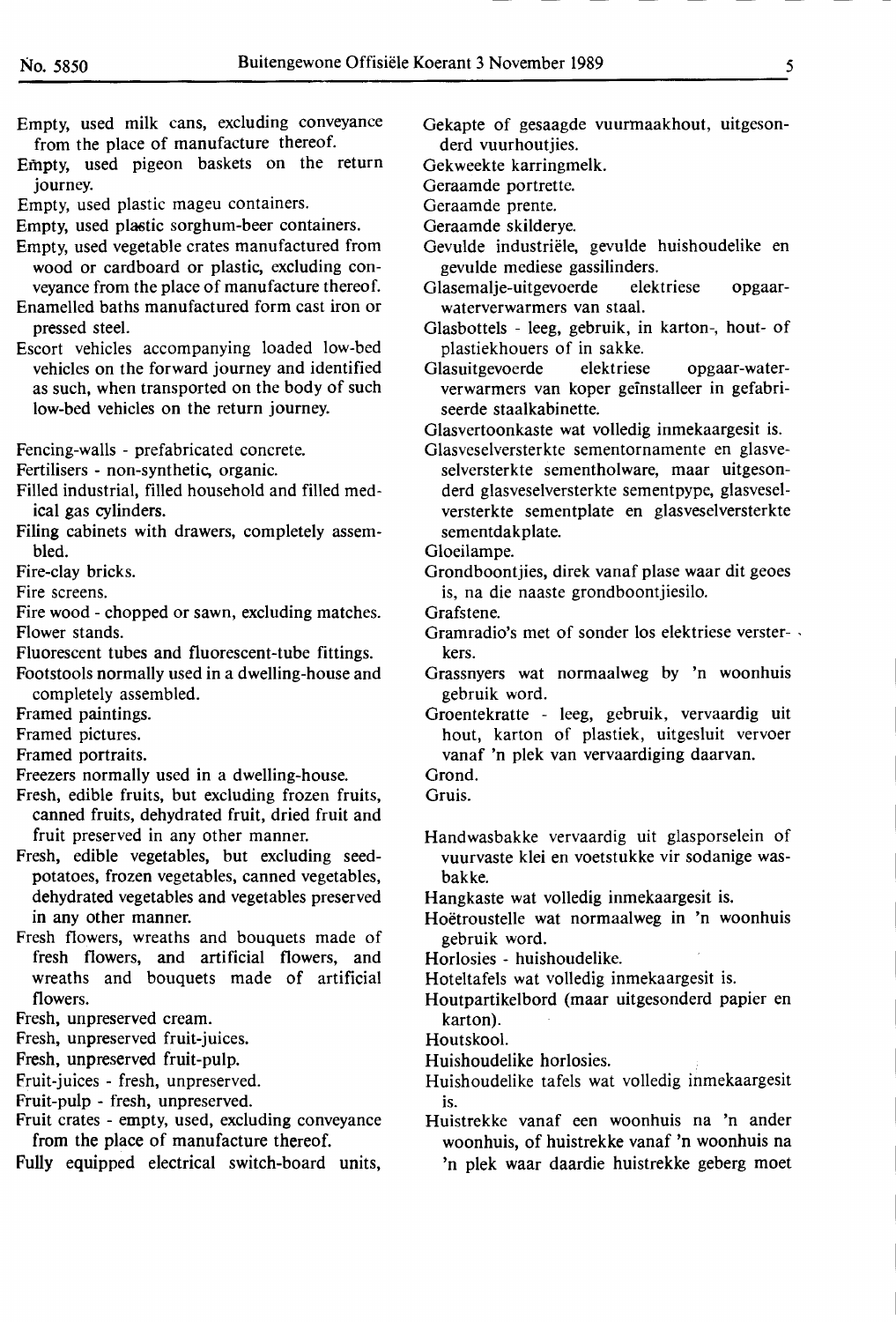Empty, used milk cans, excluding conveyance from the place of manufacture thereof.

Empty, used pigeon baskets on the return journey.

Empty, used plastic mageu containers.

Empty, used plastic sorghum-beer containers.

Empty, used vegetable crates manufactured from wood or cardboard or plastic, excluding conveyance from the place of manufacture thereof.

Enamelled baths manufactured form cast iron or pressed steel.

Escort vehicles accompanying loaded low-bed vehicles on the forward journey and identified as such, when transported on the body of such low-bed vehicles on the return journey.

Fencing-walls - prefabricated concrete.

Fertilisers - non-synthetic, organic.

Filled industrial, filled household and filled medical gas cylinders.

Filing cabinets with drawers, completely assembled.

Fire-clay bricks.

Fire screens.

Fire wood - chopped or sawn, excluding matches.

Flower stands.

Fluorescent tubes and fluorescent-tube fittings.

Footstools normally used in a dwelling-house and completely assembled.

Framed paintings.

Framed pictures.

Framed portraits.

Freezers normally used in a dwelling-house.

Fresh, edible fruits, but excluding frozen fruits, canned fruits, dehydrated fruit, dried fruit and fruit preserved in any other manner.

Fresh, edible vegetables, but excluding seed-potatoes, frozen vegetables, canned vegetables, dehydrated vegetables and vegetables preserved in any other manner.

Fresh flowers, wreaths and bouquets made of fresh flowers, and artificial flowers, and wreaths and bouquets made of artificial flowers.

Fresh, unpreserved cream.

Fresh, unpreserved fruit-juices.

Fresh, unpreserved fruit-pulp.

Fruit-juices - fresh, unpreserved.

Fruit-pulp - fresh, unpreserved.

Fruit crates - empty, used, excluding conveyance from the place of manufacture thereof.

Fully equipped electrical switch-board units,

Gekapte of gesaagde vuurmaakhout, uitgesonderd vuurhoutjies.

Gekweekte karringmelk.

Geraamde portrette.

Geraamde prente.

Geraamde skilderye.

Gevulde industriële, gevulde huishoudelike en gevulde mediese gassilinders.

Glasemalje-uitgevoerde elektriese opgaarwaterverwarmers van staal.

Glasbottels - leeg, gebruik, in karton-, hout- of plastiekhouers of in sakke.

Glasuitgevoerde elektriese opgaar-waterverwarmers van koper geïnstalleer in gefabriseerde staalkabinette.

Glasvertoonkaste wat volledig inmekaargesit is.

Glasveselversterkte sementornamente en glasveselversterkte sementholware, maar uitgesonderd glasveselversterkte sementpype, glasveselversterkte sementplate en glasveselversterkte sementdakplate.

Gloeilampe.

Grondboontjies, direk vanaf plase waar dit geoes is, na die naaste grondboontjiesilo.

Grafstene.

Gramradio's met of sonder los elektriese versterkers.

Grassnyers wat normaalweg by 'n woonhuis gebruik word.

Groentekratte - leeg, gebruik, vervaardig uit hout, karton of plastiek, uitgesluit vervoer vanaf 'n plek van vervaardiging daarvan.

Grond.

Gruis.

Handwasbakke vervaardig uit glasporselein of vuurvaste klei en voetstukke vir sodanige wasbakke.

Hangkaste wat volledig inmekaargesit is.

Hoëtroustelle wat normaalweg in 'n woonhuis gebruik word.

Horlosies - huishoudelike.

Hoteltafels wat volledig inmekaargesit is.

Houtpartikelbord (maar uitgesonderd papier en karton).

Houtskool.

Huishoudelike horlosies.

Huishoudelike tafels wat volledig inmekaargesit is.

Huistrekke vanaf een woonhuis na 'n ander woonhuis, of huistrekke vanaf 'n woonhuis na 'n plek waar daardie huistrekke geberg moet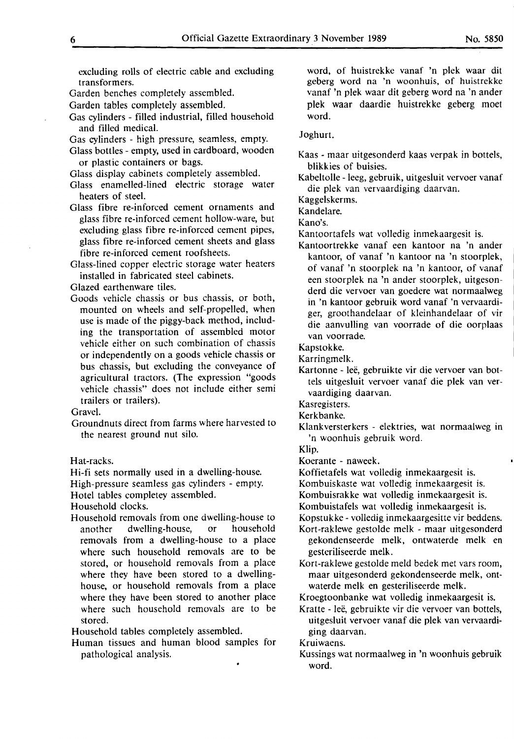excluding rolls of electric cable and excluding transformers.

Garden benches completely assembled.

Garden tables completely assembled.

Gas cylinders - filled industrial, filled household and filled medical.

Gas cylinders - high pressure, seamless, empty.

Glass bottles - empty, used in cardboard, wooden or plastic containers or bags.

Glass display cabinets completely assembled.

Glass enamelled-lined electric storage water heaters of steel.

Glass fibre re-inforced cement ornaments and glass fibre re-inforced cement hollow-ware, but excluding glass fibre re-inforced cement pipes, glass fibre re-inforced cement sheets and glass fibre re-inforced cement roofsheets.

Glass-lined copper electric storage water heaters installed in fabricated steel cabinets.

Glazed earthenware tiles.

Goods vehicle chassis or bus chassis, or both, mounted on wheels and self-propelled, when use is made of the piggy-back method, including the transportation of assembled motor vehicle either on such combination of chassis or independently on a goods vehicle chassis or bus chassis, but excluding the conveyance of agricultural tractors. (The expression "goods vehicle chassis" does not include either semi trailers or trailers).

Gravel.

Groundnuts direct from farms where harvested to the nearest ground nut silo.

Hat-racks.

Hi-fi sets normally used in a dwelling-house.

High-pressure seamless gas cylinders - empty.

Hotel tables completey assembled.

Household clocks.

Household removals from one dwelling-house to another dwelling-house, or household removals from a dwelling-house to a place where such household removals are to be stored, or household removals from a place where they have been stored to a dwelling-house, or household removals from a place where they have been stored to another place where such household removals are to be stored.

Household tables completely assembled.

Human tissues and human blood samples for pathological analysis.

word, of huistrekke vanaf 'n plek waar dit geberg word na 'n woonhuis, of huistrekke vanaf 'n plek waar dit geberg word na 'n ander plek waar daardie huistrekke geberg moet word.

Joghurt.

Kaas - maar uitgesonderd kaas verpak in bottels, blikkies of buisies.

Kabeltolle - leeg, gebruik, uitgesluit vervoer vanaf die plek van vervaardiging daarvan.

Kaggelskerms.

Kandelare.

Kano's.

Kantoortafels wat volledig inmekaargesit is.

Kantoortrekke vanaf een kantoor na 'n ander kantoor, of vanaf 'n kantoor na 'n stoorplek, of vanaf 'n stoorplek na 'n kantoor, of vanaf een stoorplek na 'n ander stoorplek, uitgesonderd die vervoer van goedere wat normaalweg in 'n kantoor gebruik word vanaf 'n vervaardiger, groothandelaar of kleinhandelaar of vir die aanvulling van voorrade of die oorplaas van voorrade.

Kapstokke.

Karringmelk.

Kartonne - leë, gebruikte vir die vervoer van bottels uitgesluit vervoer vanaf die plek van vervaardiging daarvan.

Kasregisters.

Kerkbanke.

Klankversterkers - elektries, wat normaalweg in 'n woonhuis gebruik word.

Klip.

Koerante - naweek.

Koffietafels wat volledig inmekaargesit is.

Kombuiskaste wat volledig inmekaargesit is.

Kombuisrakke wat volledig inmekaargesit is.

Kombuistafels wat volledig inmekaargesit is.

Kopstukke - volledig inmekaargesitte vir beddens.

Kort-raklewe gestolde melk - maar uitgesonderd gekondenseerde melk, ontwaterde melk en gesteriliseerde melk.

Kort-raklewe gestolde meld bedek met vars room, maar uitgesonderd gekondenseerde melk, ontwaterde melk en gesteriliseerde melk.

Kroegtoonbanke wat volledig inmekaargesit is.

Kratte - leë, gebruikte vir die vervoer van bottels, uitgesluit vervoer vanaf die plek van vervaardiging daarvan.

Kruiwaens.

Kussings wat normaalweg in 'n woonhuis gebruik word.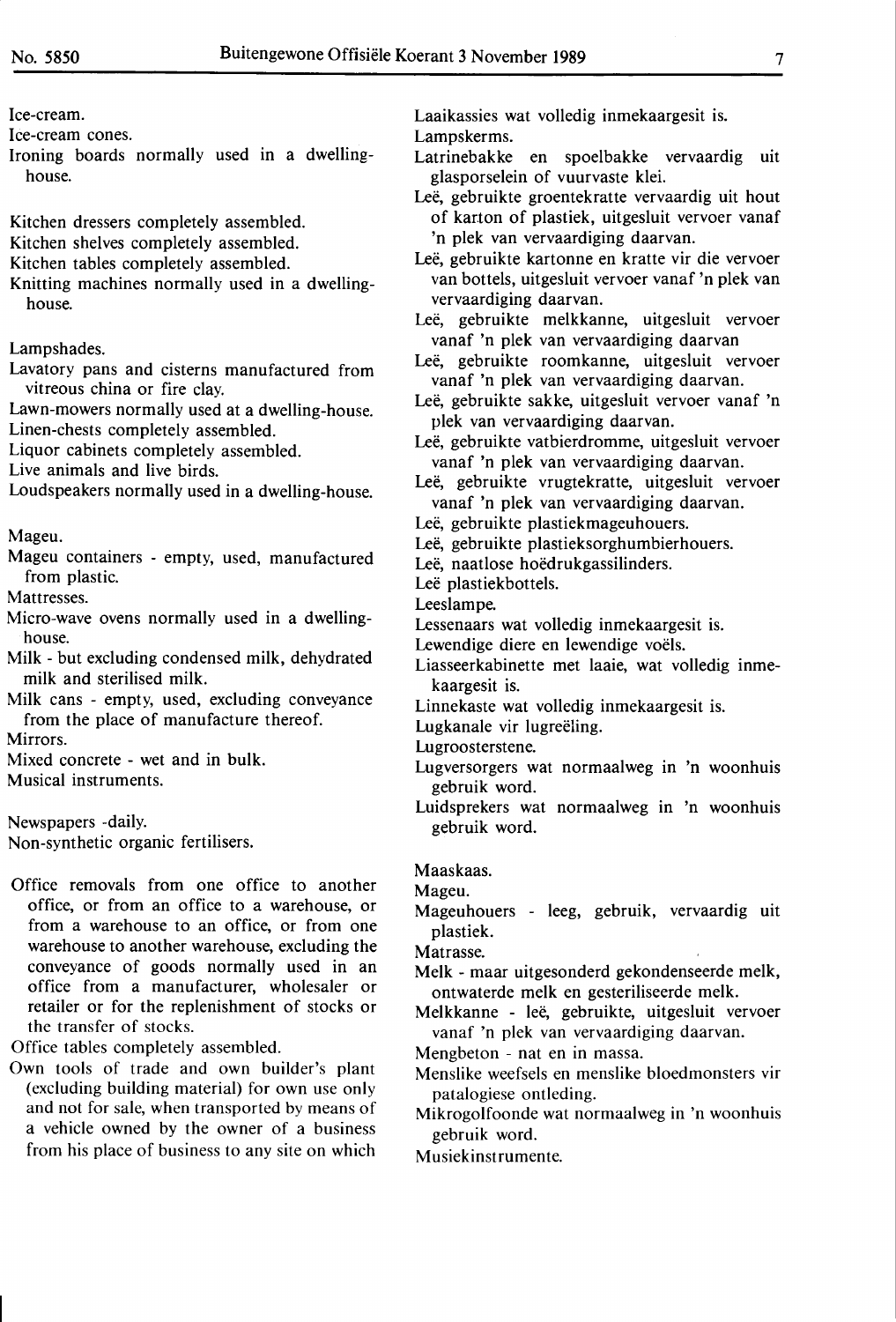Ice-cream.

Ice-cream cones.

Ironing boards normally used in a dwelling-house.

Kitchen dressers completely assembled.

Kitchen shelves completely assembled.

Kitchen tables completely assembled.

Knitting machines normally used in a dwelling-house.

Lampshades.

Lavatory pans and cisterns manufactured from vitreous china or fire clay.

Lawn-mowers normally used at a dwelling-house.

Linen-chests completely assembled.

Liquor cabinets completely assembled.

Live animals and live birds.

Loudspeakers normally used in a dwelling-house.

Mageu.

Mageu containers - empty, used, manufactured from plastic.

Mattresses.

Micro-wave ovens normally used in a dwelling-house.

Milk - but excluding condensed milk, dehydrated milk and sterilised milk.

Milk cans - empty, used, excluding conveyance from the place of manufacture thereof.

Mirrors.

Mixed concrete - wet and in bulk.

Musical instruments.

Newspapers -daily.

Non-synthetic organic fertilisers.

Office removals from one office to another office, or from an office to a warehouse, or from a warehouse to an office, or from one warehouse to another warehouse, excluding the conveyance of goods normally used in an office from a manufacturer, wholesaler or retailer or for the replenishment of stocks or the transfer of stocks.

Office tables completely assembled.

Own tools of trade and own builder's plant (excluding building material) for own use only and not for sale, when transported by means of a vehicle owned by the owner of a business from his place of business to any site on which

Laaikassies wat volledig inmekaargesit is.

Lampskerms.

Latrinebakke en spoelbakke vervaardig uit glasporselein of vuurvaste klei.

Leë, gebruikte groentekratte vervaardig uit hout of karton of plastiek, uitgesluit vervoer vanaf 'n plek van vervaardiging daarvan.

Leë, gebruikte kartonne en kratte vir die vervoer van bottels, uitgesluit vervoer vanaf 'n plek van vervaardiging daarvan.

Leë, gebruikte melkkanne, uitgesluit vervoer vanaf 'n plek van vervaardiging daarvan

Leë, gebruikte roomkanne, uitgesluit vervoer vanaf 'n plek van vervaardiging daarvan.

Leë, gebruikte sakke, uitgesluit vervoer vanaf 'n plek van vervaardiging daarvan.

Leë, gebruikte vatbierdromme, uitgesluit vervoer vanaf 'n plek van vervaardiging daarvan.

Leë, gebruikte vrugtekratte, uitgesluit vervoer vanaf 'n plek van vervaardiging daarvan.

Leë, gebruikte plastiekmageuhouers.

Leë, gebruikte plastieksorghumbierhouers.

Leë, naatlose hoëdrukgassilinders.

Leë plastiekbottels.

Leeslampe.

Lessenaars wat volledig inmekaargesit is.

Lewendige diere en lewendige voëls.

Liasseerkabinette met laaie, wat volledig inmekaargesit is.

Linnekaste wat volledig inmekaargesit is.

Lugkanale vir lugreëling.

Lugroosterstene.

Lugversorgers wat normaalweg in 'n woonhuis gebruik word.

Luidsprekers wat normaalweg in 'n woonhuis gebruik word.

Maaskaas.

Mageu.

Mageuhouers - leeg, gebruik, vervaardig uit plastiek.

Matrasse.

Melk - maar uitgesonderd gekondenseerde melk, ontwaterde melk en gesteriliseerde melk.

Melkkanne - leë, gebruikte, uitgesluit vervoer vanaf 'n plek van vervaardiging daarvan.

Mengbeton - nat en in massa.

Menslike weefsels en menslike bloedmonsters vir patalogiese ontleding.

Mikrogolfoonde wat normaalweg in 'n woonhuis gebruik word.

Musiekinstrumente.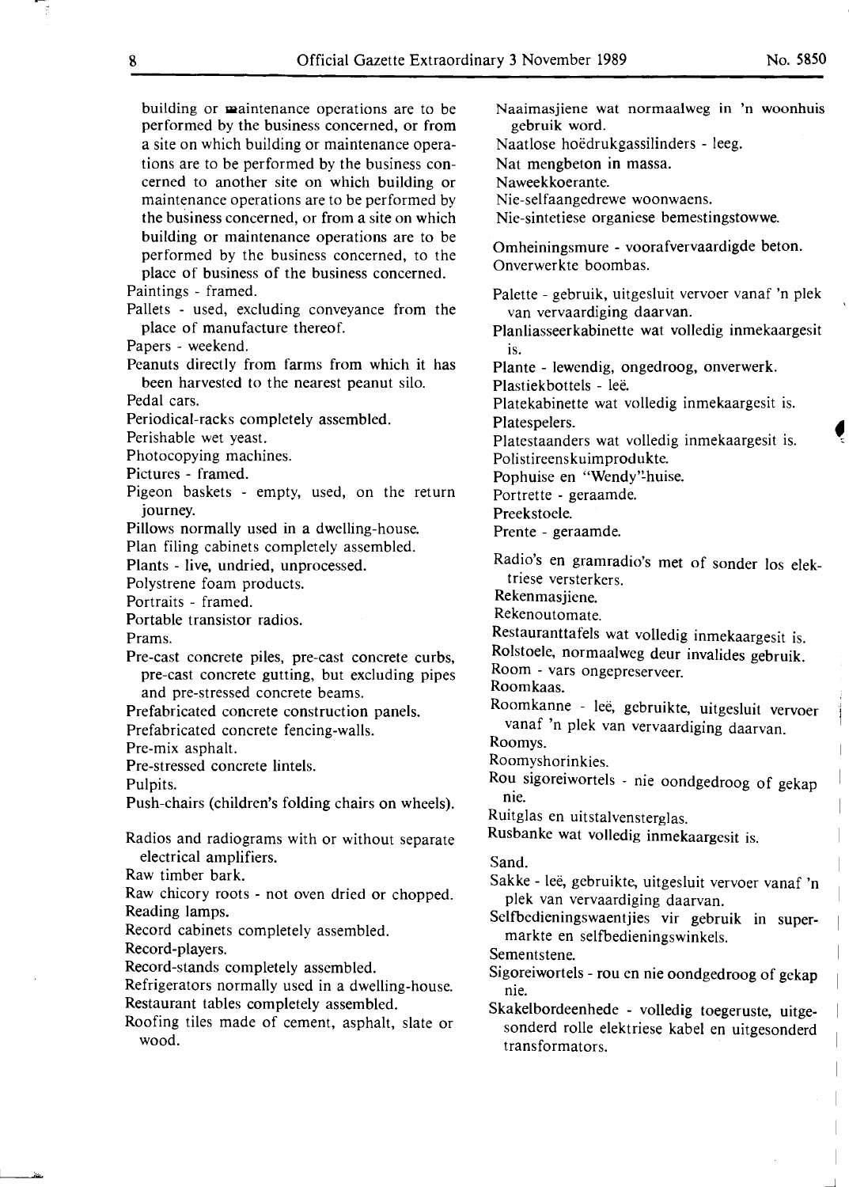building or maintenance operations are to be performed by the business concerned, or from a site on which building or maintenance operations are to be performed by the business concerned to another site on which building or maintenance operations are to be performed by the business concerned, or from a site on which building or maintenance operations are to be performed by the business concerned, to the place of business of the business concerned.

Paintings - framed.

Pallets - used, excluding conveyance from the place of manufacture thereof.

Papers - weekend.

Peanuts directly from farms from which it has been harvested to the nearest peanut silo.

Pedal cars.

Periodical-racks completely assembled.

Perishable wet yeast.

Photocopying machines.

Pictures - framed.

Pigeon baskets - empty, used, on the return journey.

Pillows normally used in a dwelling-house.

Plan filing cabinets completely assembled.

Plants - live, undried, unprocessed.

Polystrene foam products.

Portraits - framed.

Portable transistor radios.

Prams.

Pre-cast concrete piles, pre-cast concrete curbs, pre-cast concrete gutting, but excluding pipes and pre-stressed concrete beams.

Prefabricated concrete construction panels.

Prefabricated concrete fencing-walls.

Pre-mix asphalt.

Pre-stressed concrete lintels.

Pulpits.

Push-chairs (children's folding chairs on wheels).

Radios and radiograms with or without separate electrical amplifiers.

Raw timber bark.

Raw chicory roots - not oven dried or chopped.

Reading lamps.

Record cabinets completely assembled.

Record-players.

Record-stands completely assembled.

Refrigerators normally used in a dwelling-house.

Restaurant tables completely assembled.

Roofing tiles made of cement, asphalt, slate or wood.

Naaimasjiene wat normaalweg in 'n woonhuis gebruik word.

Naatlose hoëdrukgassilinders - leeg.

Nat mengbeton in massa.

Naweekkoerante.

Nie-selfaangedrewe woonwaens.

Nie-sintetiese organiese bemestingstowwe.

Omheiningsmure - voorafvervaardigde beton.

Onverwerkte boombas.

Palette - gebruik, uitgesluit vervoer vanaf 'n plek van vervaardiging daarvan.

Planliasseerkabinette wat volledig inmekaargesit is.

Plante - lewendig, ongedroog, onverwerk.

Plastiekbottels - leë.

Platekabinette wat volledig inmekaargesit is.

Platespelers.

Platestaanders wat volledig inmekaargesit is.

Polistireenskuimprodukte.

Pophuise en "Wendy"-huise.

Portrette - geraamde.

Preekstoele.

Prente - geraamde.

Radio's en gramradio's met of sonder los elektriese versterkers.

Rekenmasjiene.

Rekenoutomate.

Restauranttafels wat volledig inmekaargesit is.

Rolstoele, normaalweg deur invalides gebruik.

Room - vars ongepreserveer.

Roomkaas.

Roomkanne - leë, gebruikte, uitgesluit vervoer vanaf 'n plek van vervaardiging daarvan.

Roomys.

Roomyshorinkies.

Rou sigoreiwortels - nie oondgedroog of gekap nie.

Ruitglas en uitstalvensterglas.

Rusbanke wat volledig inmekaargesit is.

Sand.

Sakke - leë, gebruikte, uitgesluit vervoer vanaf 'n plek van vervaardiging daarvan.

Selfbedieningswaentjies vir gebruik in supermarkte en selfbedieningswinkels.

Sementstene.

Sigoreiwortels - rou en nie oondgedroog of gekap nie.

Skakelbordeenhede - volledig toegeruste, uitgesonderd rolle elektriese kabel en uitgesonderd transformators.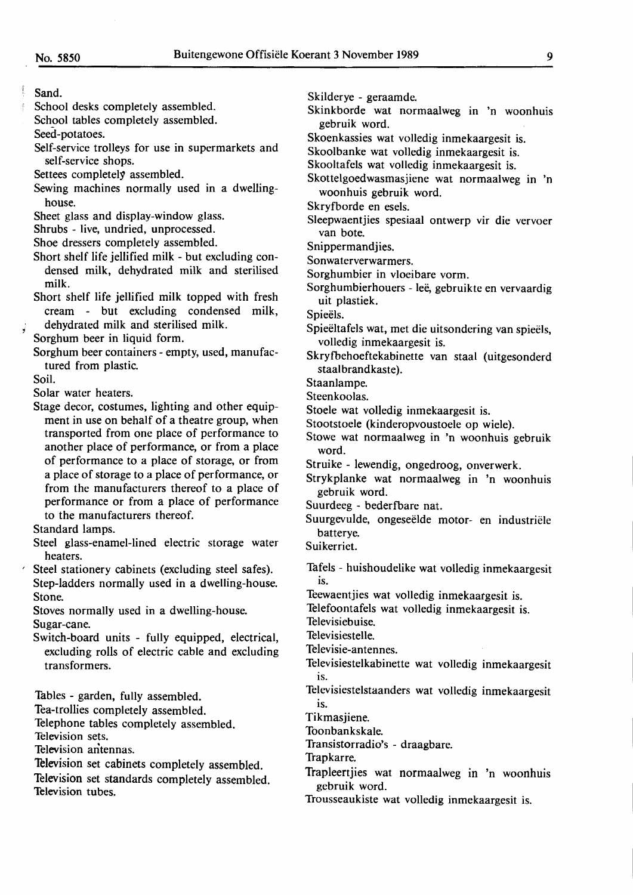Sand.

School desks completely assembled.

School tables completely assembled.

Seed-potatoes.

Self-service trolleys for use in supermarkets and self-service shops.

Settees completely assembled.

Sewing machines normally used in a dwelling-house.

Sheet glass and display-window glass.

Shrubs - live, undried, unprocessed.

Shoe dressers completely assembled.

Short shelf life jellified milk - but excluding condensed milk, dehydrated milk and sterilised milk.

Short shelf life jellified milk topped with fresh cream - but excluding condensed milk, dehydrated milk and sterilised milk.

Sorghum beer in liquid form.

Sorghum beer containers - empty, used, manufactured from plastic.

Soil.

Solar water heaters.

Stage decor, costumes, lighting and other equipment in use on behalf of a theatre group, when transported from one place of performance to another place of performance, or from a place of performance to a place of storage, or from a place of storage to a place of performance, or from the manufacturers thereof to a place of performance or from a place of performance to the manufacturers thereof.

Standard lamps.

Steel glass-enamel-lined electric storage water heaters.

Steel stationery cabinets (excluding steel safes).

Step-ladders normally used in a dwelling-house.

Stone.

Stoves normally used in a dwelling-house.

Sugar-cane.

Switch-board units - fully equipped, electrical, excluding rolls of electric cable and excluding transformers.

Tables - garden, fully assembled.

Tea-trollies completely assembled.

Telephone tables completely assembled.

Television sets.

Television antennas.

Television set cabinets completely assembled.

Television set standards completely assembled.

Television tubes.

Skilderye - geraamde.

Skinkborde wat normaalweg in 'n woonhuis gebruik word.

Skoenkassies wat volledig inmekaargesit is.

Skoolbanke wat volledig inmekaargesit is.

Skooltafels wat volledig inmekaargesit is.

Skottelgoedwasmasjiene wat normaalweg in 'n woonhuis gebruik word.

Skryfborde en esels.

Sleepwaentjies spesiaal ontwerp vir die vervoer van bote.

Snippermandjies.

Sonwaterverwarmers.

Sorghumbier in vloeibare vorm.

Sorghumbierhouers - leë, gebruikte en vervaardig uit plastiek.

Spieëls.

Spieëltafels wat, met die uitsondering van spieëls, volledig inmekaargesit is.

Skryfbehoeftekabinette van staal (uitgesonderd staalbrandkaste).

Staanlampe.

Steenkoolas.

Stoele wat volledig inmekaargesit is.

Stootstoele (kinderopvoustoele op wiele).

Stowe wat normaalweg in 'n woonhuis gebruik word.

Struike - lewendig, ongedroog, onverwerk.

Strykplanke wat normaalweg in 'n woonhuis gebruik word.

Suurdeeg - bederfbare nat.

Suurgevulde, ongeseëlde motor- en industriële batterye.

Suikerriet.

Tafels - huishoudelike wat volledig inmekaargesit is.

Teewaentjies wat volledig inmekaargesit is.

Telefoontafels wat volledig inmekaargesit is.

Televisiebuise.

Televisiestelle.

Televisie-antennes.

Televisiestelkabinette wat volledig inmekaargesit is.

Televisiestelstaanders wat volledig inmekaargesit is.

Tikmasjiene.

Toonbankskale.

Transistorradio's - draagbare.

Trapkarre.

Trapleertjies wat normaalweg in 'n woonhuis gebruik word.

Trousseaukiste wat volledig inmekaargesit is.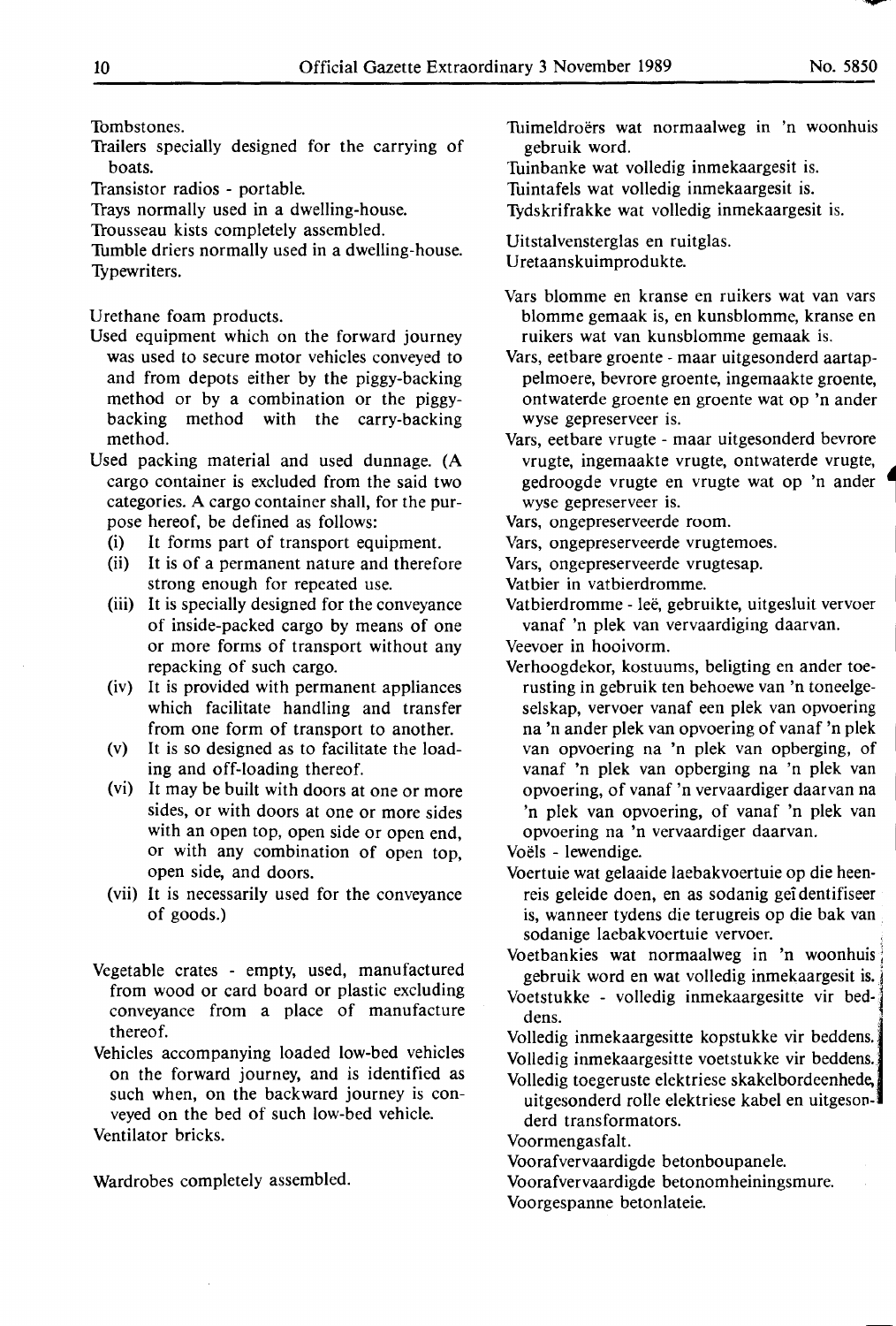Tombstones.

Trailers specially designed for the carrying of boats.

Transistor radios - portable.

Trays normally used in a dwelling-house.

Trousseau kists completely assembled.

Tumble driers normally used in a dwelling-house.

Typewriters.

Urethane foam products.

Used equipment which on the forward journey was used to secure motor vehicles conveyed to and from depots either by the piggy-backing method or by a combination or the piggy-backing method with the carry-backing method.

Used packing material and used dunnage. (A cargo container is excluded from the said two categories. A cargo container shall, for the purpose hereof, be defined as follows:

- (i) It forms part of transport equipment.
- (ii) It is of a permanent nature and therefore strong enough for repeated use.
- (iii) It is specially designed for the conveyance of inside-packed cargo by means of one or more forms of transport without any repacking of such cargo.
- (iv) It is provided with permanent appliances which facilitate handling and transfer from one form of transport to another.
- (v) It is so designed as to facilitate the loading and off-loading thereof.
- (vi) It may be built with doors at one or more sides, or with doors at one or more sides with an open top, open side or open end, or with any combination of open top, open side, and doors.
- (vii) It is necessarily used for the conveyance of goods.)

Vegetable crates - empty, used, manufactured from wood or card board or plastic excluding conveyance from a place of manufacture thereof.

Vehicles accompanying loaded low-bed vehicles on the forward journey, and is identified as such when, on the backward journey is conveyed on the bed of such low-bed vehicle.

Ventilator bricks.

Wardrobes completely assembled.

Tuimeldroërs wat normaalweg in 'n woonhuis gebruik word.

Tuinbanke wat volledig inmekaargesit is.

Tuintafels wat volledig inmekaargesit is.

Tydskrifrakke wat volledig inmekaargesit is.

Uitstalvensterglas en ruitglas.

Uretaanskuimprodukte.

Vars blomme en kranse en ruikers wat van vars blomme gemaak is, en kunsblomme, kranse en ruikers wat van kunsblomme gemaak is.

Vars, eetbare groente - maar uitgesonderd aartappelmoere, bevrore groente, ingemaakte groente, ontwaterde groente en groente wat op 'n ander wyse gepreserveer is.

Vars, eetbare vrugte - maar uitgesonderd bevrore vrugte, ingemaakte vrugte, ontwaterde vrugte, gedroogde vrugte en vrugte wat op 'n ander wyse gepreserveer is.

Vars, ongepreserveerde room.

Vars, ongepreserveerde vrugtemoes.

Vars, ongepreserveerde vrugtesap.

Vatbier in vatbierdromme.

Vatbierdromme - leë, gebruikte, uitgesluit vervoer vanaf 'n plek van vervaardiging daarvan.

Veevoer in hooivorm.

Verhoogdekor, kostuums, beligting en ander toerusting in gebruik ten behoewe van 'n toneelgeselskap, vervoer vanaf een plek van opvoering na 'n ander plek van opvoering of vanaf 'n plek van opvoering na 'n plek van opberging, of vanaf 'n plek van opberging na 'n plek van opvoering, of vanaf 'n vervaardiger daarvan na 'n plek van opvoering, of vanaf 'n plek van opvoering na 'n vervaardiger daarvan.

Voëls - lewendige.

Voertuie wat gelaaide laebakvoertuie op die heenreis geleide doen, en as sodanig geïdentifiseer is, wanneer tydens die terugreis op die bak van sodanige laebakvoertuie vervoer.

Voetbankies wat normaalweg in 'n woonhuis gebruik word en wat volledig inmekaargesit is.

Voetstukke - volledig inmekaargesitte vir beddens.

Volledig inmekaargesitte kopstukke vir beddens.

Volledig inmekaargesitte voetstukke vir beddens.

Volledig toegeruste elektriese skakelbordeenhede, uitgesonderd rolle elektriese kabel en uitgesonderd transformators.

Voormengasfalt.

Voorafvervaardigde betonboupanele.

Voorafvervaardigde betonomheiningsmure.

Voorgespanne betonlateie.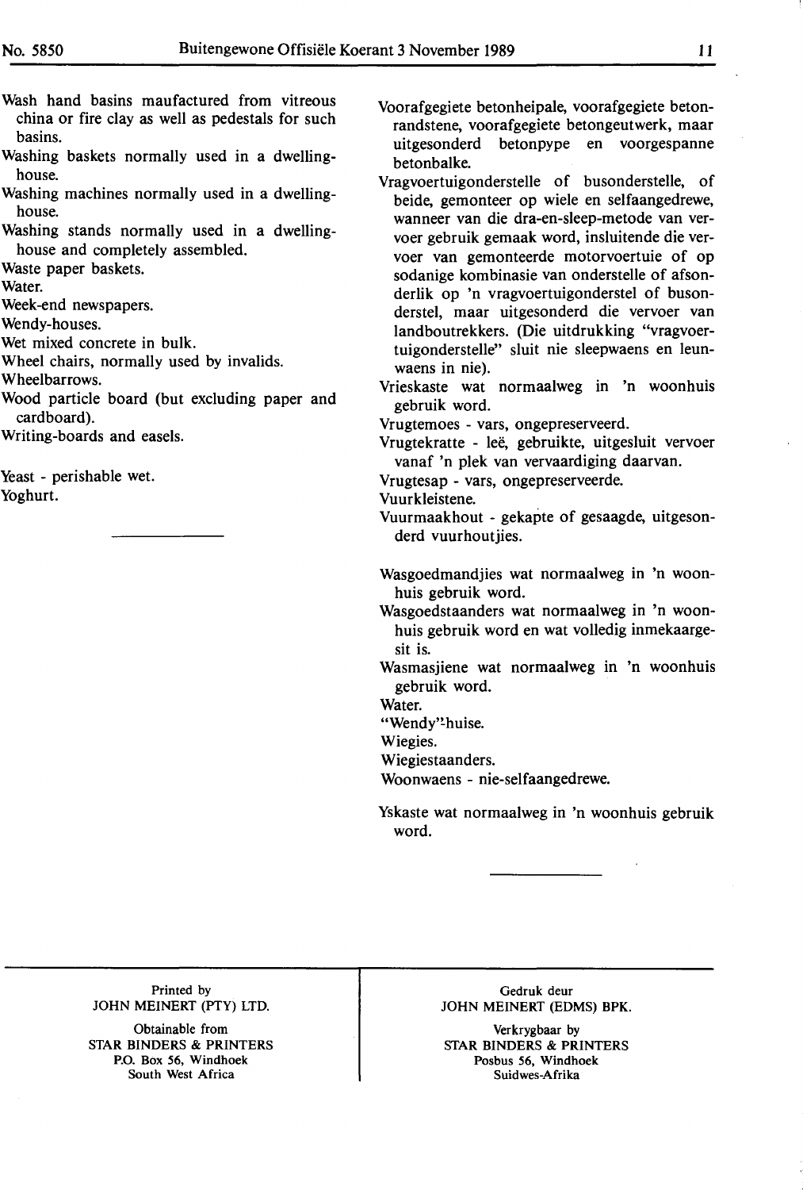Wash hand basins maufactured from vitreous china or fire clay as well as pedestals for such basins.

Washing baskets normally used in a dwelling-house.

Washing machines normally used in a dwelling-house.

Washing stands normally used in a dwelling-house and completely assembled.

Waste paper baskets.

Water.

Week-end newspapers.

Wendy-houses.

Wet mixed concrete in bulk.

Wheel chairs, normally used by invalids.

Wheelbarrows.

Wood particle board (but excluding paper and cardboard).

Writing-boards and easels.

Yeast - perishable wet.

Yoghurt.

---

Voorafgegiete betonheipale, voorafgegiete betonrandstene, voorafgegiete betongeutwerk, maar uitgesonderd betonpype en voorgespanne betonbalke.

Vragvoertuigonderstelle of busonderstelle, of beide, gemonteer op wiele en selfaangedrewe, wanneer van die dra-en-sleep-metode van vervoer gebruik gemaak word, insluitende die vervoer van gemonteerde motorvoertuie of op sodanige kombinasie van onderstelle of afsonderlik op 'n vragvoertuigonderstel of busonderstel, maar uitgesonderd die vervoer van landboutrekkers. (Die uitdrukking "vragvoertuigonderstelle" sluit nie sleepwaens en leunwaens in nie).

Vrieskaste wat normaalweg in 'n woonhuis gebruik word.

Vrugtemoes - vars, ongepreserveerd.

Vrugtekratte - leë, gebruikte, uitgesluit vervoer vanaf 'n plek van vervaardiging daarvan.

Vrugtesap - vars, ongepreserveerde.

Vuurkleistene.

Vuurmaakhout - gekapte of gesaagde, uitgesonderd vuurhoutjies.

Wasgoedmandjies wat normaalweg in 'n woonhuis gebruik word.

Wasgoedstaanders wat normaalweg in 'n woonhuis gebruik word en wat volledig inmekaargesit is.

Wasmasjiene wat normaalweg in 'n woonhuis gebruik word.

Water.

"Wendy"-huise.

Wiegies.

Wiegiestaanders.

Woonwaens - nie-selfaangedrewe.

Yskaste wat normaalweg in 'n woonhuis gebruik word.

---

Printed by
JOHN MEINERT (PTY) LTD.

Obtainable from
STAR BINDERS & PRINTERS
P.O. Box 56, Windhoek
South West Africa

Gedruk deur
JOHN MEINERT (EDMS) BPK.

Verkrygbaar by
STAR BINDERS & PRINTERS
Posbus 56, Windhoek
Suidwes-Afrika